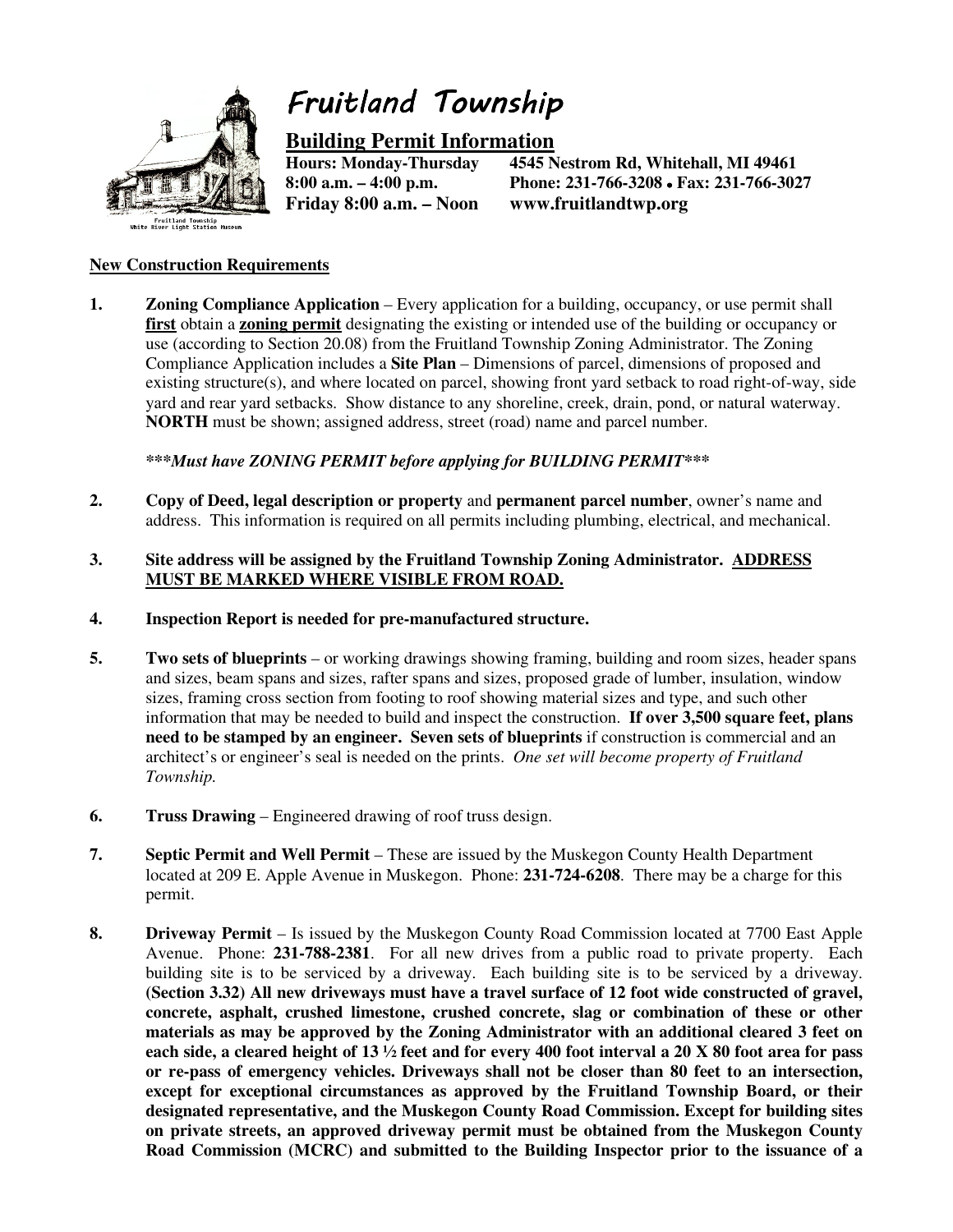# Fruitland Township

## Building Permit Information

**Hours: Monday-Thursday** **4545 Nestrom Rd, Whitehall, MI 49461**
**8:00 a.m. – 4:00 p.m.** **Phone: 231-766-3208 • Fax: 231-766-3027**
**Friday 8:00 a.m. – Noon** **www.fruitlandtwp.org**

Fruitland Township
White River Light Station Museum

**New Construction Requirements**

1. **Zoning Compliance Application** – Every application for a building, occupancy, or use permit shall **first** obtain a **zoning permit** designating the existing or intended use of the building or occupancy or use (according to Section 20.08) from the Fruitland Township Zoning Administrator. The Zoning Compliance Application includes a **Site Plan** – Dimensions of parcel, dimensions of proposed and existing structure(s), and where located on parcel, showing front yard setback to road right-of-way, side yard and rear yard setbacks. Show distance to any shoreline, creek, drain, pond, or natural waterway. **NORTH** must be shown; assigned address, street (road) name and parcel number.

   ***\*\*\*Must have ZONING PERMIT before applying for BUILDING PERMIT\*\*\****

2. **Copy of Deed, legal description or property** and **permanent parcel number**, owner's name and address. This information is required on all permits including plumbing, electrical, and mechanical.

3. **Site address will be assigned by the Fruitland Township Zoning Administrator. ADDRESS MUST BE MARKED WHERE VISIBLE FROM ROAD.**

4. **Inspection Report is needed for pre-manufactured structure.**

5. **Two sets of blueprints** – or working drawings showing framing, building and room sizes, header spans and sizes, beam spans and sizes, rafter spans and sizes, proposed grade of lumber, insulation, window sizes, framing cross section from footing to roof showing material sizes and type, and such other information that may be needed to build and inspect the construction. **If over 3,500 square feet, plans need to be stamped by an engineer. Seven sets of blueprints** if construction is commercial and an architect's or engineer's seal is needed on the prints. *One set will become property of Fruitland Township.*

6. **Truss Drawing** – Engineered drawing of roof truss design.

7. **Septic Permit and Well Permit** – These are issued by the Muskegon County Health Department located at 209 E. Apple Avenue in Muskegon. Phone: **231-724-6208**. There may be a charge for this permit.

8. **Driveway Permit** – Is issued by the Muskegon County Road Commission located at 7700 East Apple Avenue. Phone: **231-788-2381**. For all new drives from a public road to private property. Each building site is to be serviced by a driveway. Each building site is to be serviced by a driveway. **(Section 3.32) All new driveways must have a travel surface of 12 foot wide constructed of gravel, concrete, asphalt, crushed limestone, crushed concrete, slag or combination of these or other materials as may be approved by the Zoning Administrator with an additional cleared 3 feet on each side, a cleared height of 13 ½ feet and for every 400 foot interval a 20 X 80 foot area for pass or re-pass of emergency vehicles. Driveways shall not be closer than 80 feet to an intersection, except for exceptional circumstances as approved by the Fruitland Township Board, or their designated representative, and the Muskegon County Road Commission. Except for building sites on private streets, an approved driveway permit must be obtained from the Muskegon County Road Commission (MCRC) and submitted to the Building Inspector prior to the issuance of a**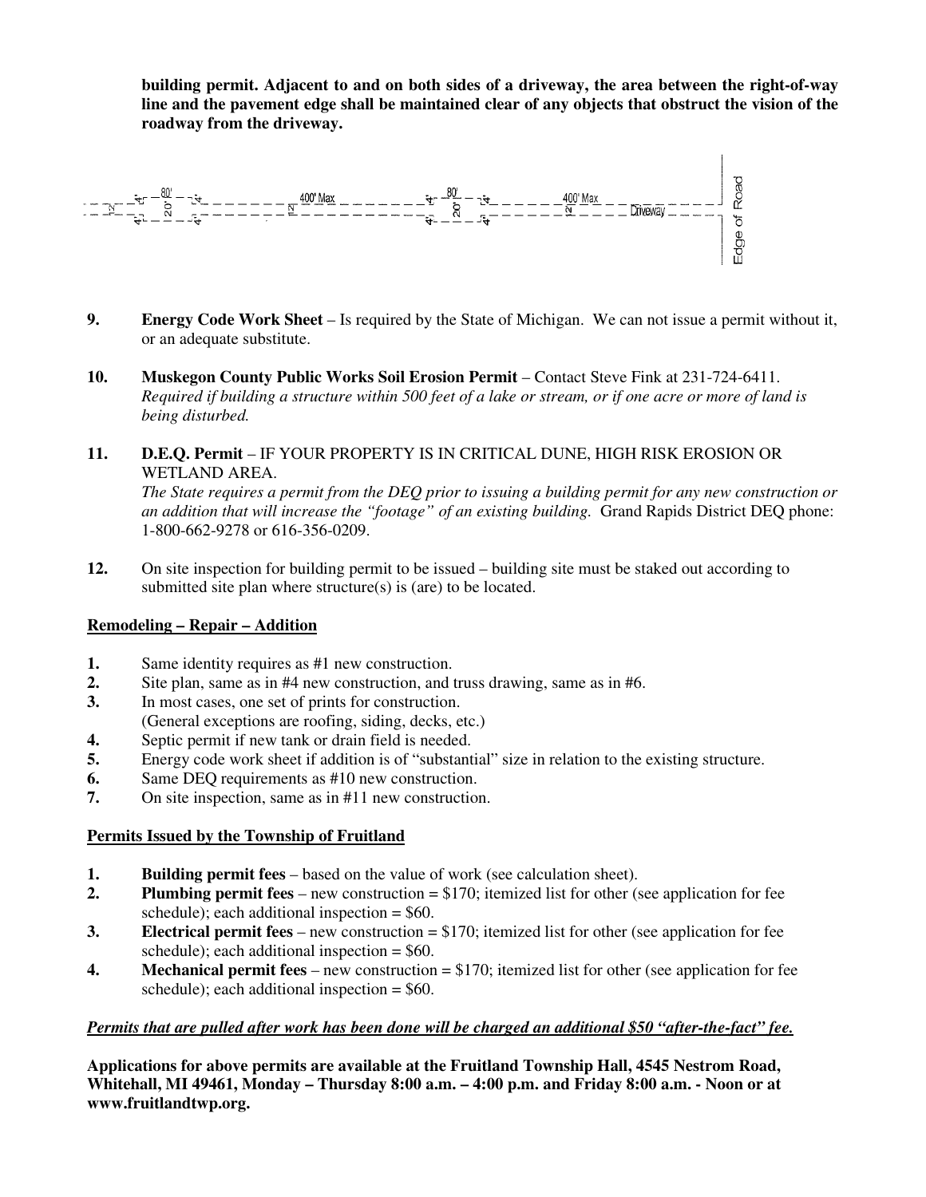**building permit. Adjacent to and on both sides of a driveway, the area between the right-of-way line and the pavement edge shall be maintained clear of any objects that obstruct the vision of the roadway from the driveway.**

**9.** **Energy Code Work Sheet** – Is required by the State of Michigan. We can not issue a permit without it, or an adequate substitute.

**10.** **Muskegon County Public Works Soil Erosion Permit** – Contact Steve Fink at 231-724-6411. *Required if building a structure within 500 feet of a lake or stream, or if one acre or more of land is being disturbed.*

**11.** **D.E.Q. Permit** – IF YOUR PROPERTY IS IN CRITICAL DUNE, HIGH RISK EROSION OR WETLAND AREA.
*The State requires a permit from the DEQ prior to issuing a building permit for any new construction or an addition that will increase the "footage" of an existing building.* Grand Rapids District DEQ phone: 1-800-662-9278 or 616-356-0209.

**12.** On site inspection for building permit to be issued – building site must be staked out according to submitted site plan where structure(s) is (are) to be located.

**Remodeling – Repair – Addition**

1. Same identity requires as #1 new construction.
2. Site plan, same as in #4 new construction, and truss drawing, same as in #6.
3. In most cases, one set of prints for construction.
   (General exceptions are roofing, siding, decks, etc.)
4. Septic permit if new tank or drain field is needed.
5. Energy code work sheet if addition is of "substantial" size in relation to the existing structure.
6. Same DEQ requirements as #10 new construction.
7. On site inspection, same as in #11 new construction.

**Permits Issued by the Township of Fruitland**

1. **Building permit fees** – based on the value of work (see calculation sheet).
2. **Plumbing permit fees** – new construction = $170; itemized list for other (see application for fee schedule); each additional inspection = $60.
3. **Electrical permit fees** – new construction = $170; itemized list for other (see application for fee schedule); each additional inspection = $60.
4. **Mechanical permit fees** – new construction = $170; itemized list for other (see application for fee schedule); each additional inspection = $60.

***Permits that are pulled after work has been done will be charged an additional $50 "after-the-fact" fee.***

**Applications for above permits are available at the Fruitland Township Hall, 4545 Nestrom Road, Whitehall, MI 49461, Monday – Thursday 8:00 a.m. – 4:00 p.m. and Friday 8:00 a.m. - Noon or at www.fruitlandtwp.org.**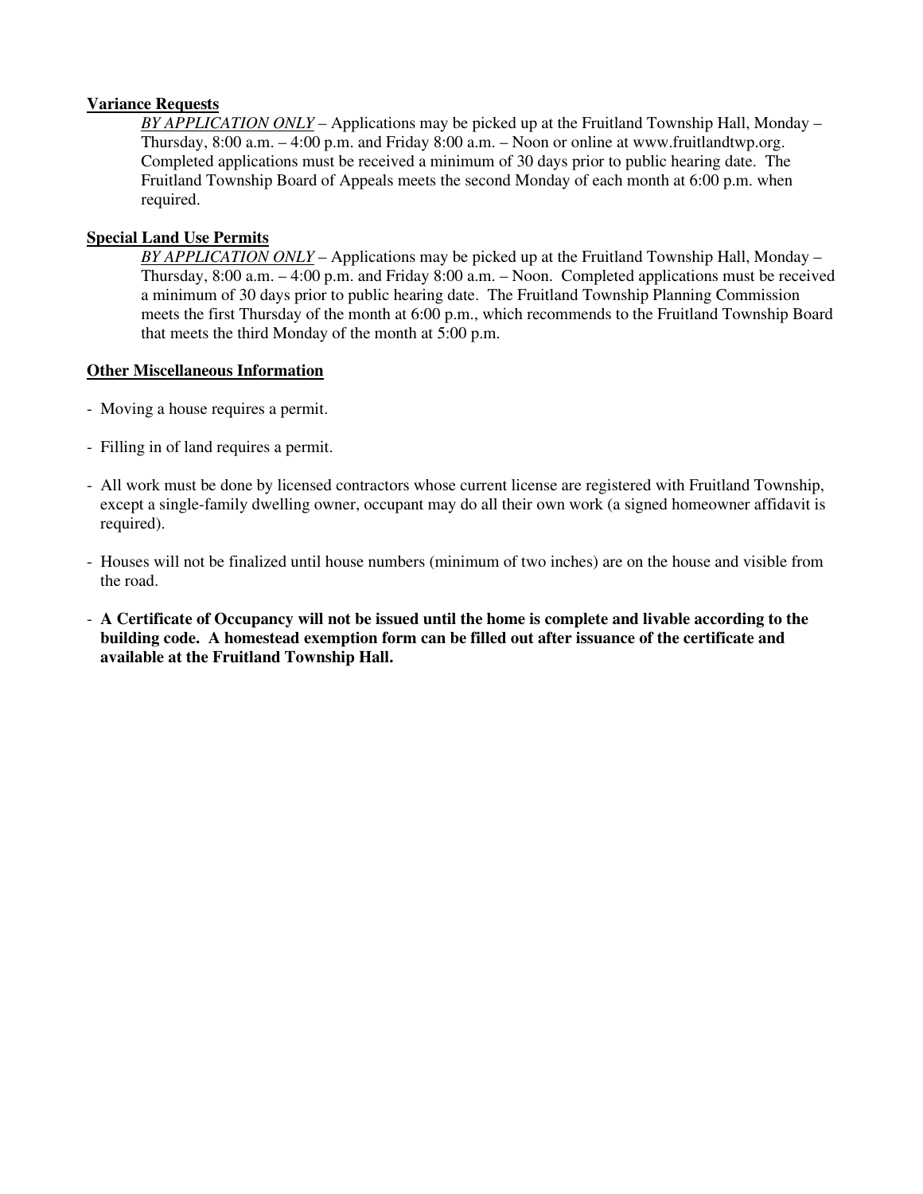**Variance Requests**

*BY APPLICATION ONLY* – Applications may be picked up at the Fruitland Township Hall, Monday – Thursday, 8:00 a.m. – 4:00 p.m. and Friday 8:00 a.m. – Noon or online at www.fruitlandtwp.org. Completed applications must be received a minimum of 30 days prior to public hearing date. The Fruitland Township Board of Appeals meets the second Monday of each month at 6:00 p.m. when required.

**Special Land Use Permits**

*BY APPLICATION ONLY* – Applications may be picked up at the Fruitland Township Hall, Monday – Thursday, 8:00 a.m. – 4:00 p.m. and Friday 8:00 a.m. – Noon. Completed applications must be received a minimum of 30 days prior to public hearing date. The Fruitland Township Planning Commission meets the first Thursday of the month at 6:00 p.m., which recommends to the Fruitland Township Board that meets the third Monday of the month at 5:00 p.m.

**Other Miscellaneous Information**

- Moving a house requires a permit.
- Filling in of land requires a permit.
- All work must be done by licensed contractors whose current license are registered with Fruitland Township, except a single-family dwelling owner, occupant may do all their own work (a signed homeowner affidavit is required).
- Houses will not be finalized until house numbers (minimum of two inches) are on the house and visible from the road.
- **A Certificate of Occupancy will not be issued until the home is complete and livable according to the building code. A homestead exemption form can be filled out after issuance of the certificate and available at the Fruitland Township Hall.**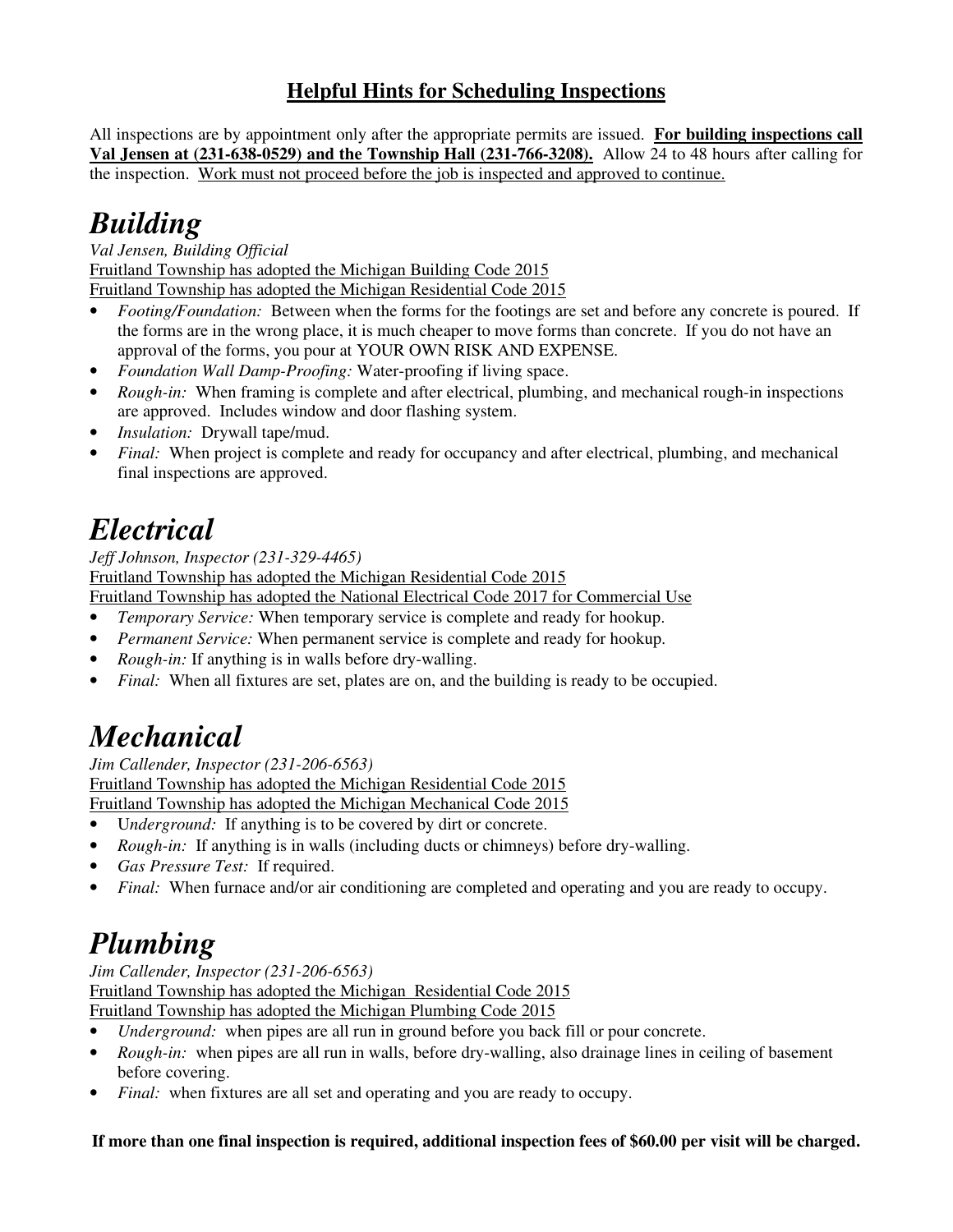# **Helpful Hints for Scheduling Inspections**

All inspections are by appointment only after the appropriate permits are issued. **For building inspections call Val Jensen at (231-638-0529) and the Township Hall (231-766-3208).** Allow 24 to 48 hours after calling for the inspection. Work must not proceed before the job is inspected and approved to continue.

## *Building*

*Val Jensen, Building Official*

Fruitland Township has adopted the Michigan Building Code 2015

Fruitland Township has adopted the Michigan Residential Code 2015

- *Footing/Foundation:* Between when the forms for the footings are set and before any concrete is poured. If the forms are in the wrong place, it is much cheaper to move forms than concrete. If you do not have an approval of the forms, you pour at YOUR OWN RISK AND EXPENSE.
- *Foundation Wall Damp-Proofing:* Water-proofing if living space.
- *Rough-in:* When framing is complete and after electrical, plumbing, and mechanical rough-in inspections are approved. Includes window and door flashing system.
- *Insulation:* Drywall tape/mud.
- *Final:* When project is complete and ready for occupancy and after electrical, plumbing, and mechanical final inspections are approved.

## *Electrical*

*Jeff Johnson, Inspector (231-329-4465)*

Fruitland Township has adopted the Michigan Residential Code 2015

Fruitland Township has adopted the National Electrical Code 2017 for Commercial Use

- *Temporary Service:* When temporary service is complete and ready for hookup.
- *Permanent Service:* When permanent service is complete and ready for hookup.
- *Rough-in:* If anything is in walls before dry-walling.
- *Final:* When all fixtures are set, plates are on, and the building is ready to be occupied.

## *Mechanical*

*Jim Callender, Inspector (231-206-6563)*

Fruitland Township has adopted the Michigan Residential Code 2015

Fruitland Township has adopted the Michigan Mechanical Code 2015

- U*nderground:* If anything is to be covered by dirt or concrete.
- *Rough-in:* If anything is in walls (including ducts or chimneys) before dry-walling.
- *Gas Pressure Test:* If required.
- *Final:* When furnace and/or air conditioning are completed and operating and you are ready to occupy.

## *Plumbing*

*Jim Callender, Inspector (231-206-6563)*

Fruitland Township has adopted the Michigan Residential Code 2015

Fruitland Township has adopted the Michigan Plumbing Code 2015

- *Underground:* when pipes are all run in ground before you back fill or pour concrete.
- *Rough-in:* when pipes are all run in walls, before dry-walling, also drainage lines in ceiling of basement before covering.
- *Final:* when fixtures are all set and operating and you are ready to occupy.

**If more than one final inspection is required, additional inspection fees of $60.00 per visit will be charged.**